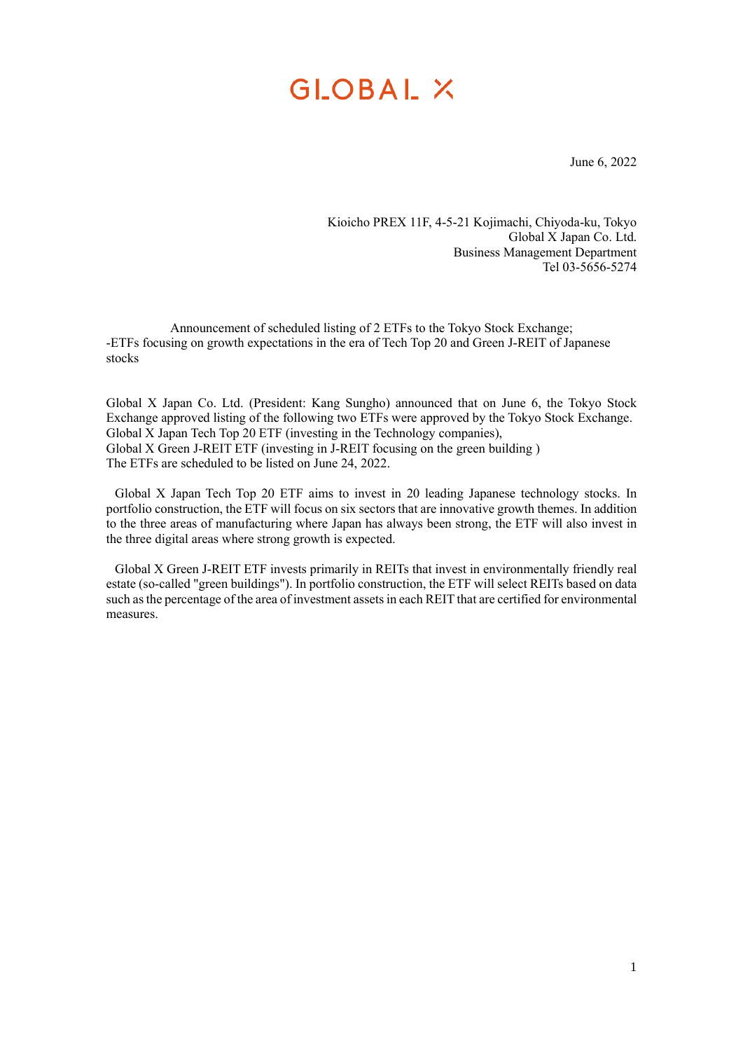GLOBAL X

June 6, 2022

Kioicho PREX 11F, 4-5-21 Kojimachi, Chiyoda-ku, Tokyo
Global X Japan Co. Ltd.
Business Management Department
Tel 03-5656-5274

Announcement of scheduled listing of 2 ETFs to the Tokyo Stock Exchange;
-ETFs focusing on growth expectations in the era of Tech Top 20 and Green J-REIT of Japanese stocks

Global X Japan Co. Ltd. (President: Kang Sungho) announced that on June 6, the Tokyo Stock Exchange approved listing of the following two ETFs were approved by the Tokyo Stock Exchange.
Global X Japan Tech Top 20 ETF (investing in the Technology companies),
Global X Green J-REIT ETF (investing in J-REIT focusing on the green building )
The ETFs are scheduled to be listed on June 24, 2022.

Global X Japan Tech Top 20 ETF aims to invest in 20 leading Japanese technology stocks. In portfolio construction, the ETF will focus on six sectors that are innovative growth themes. In addition to the three areas of manufacturing where Japan has always been strong, the ETF will also invest in the three digital areas where strong growth is expected.

Global X Green J-REIT ETF invests primarily in REITs that invest in environmentally friendly real estate (so-called "green buildings"). In portfolio construction, the ETF will select REITs based on data such as the percentage of the area of investment assets in each REIT that are certified for environmental measures.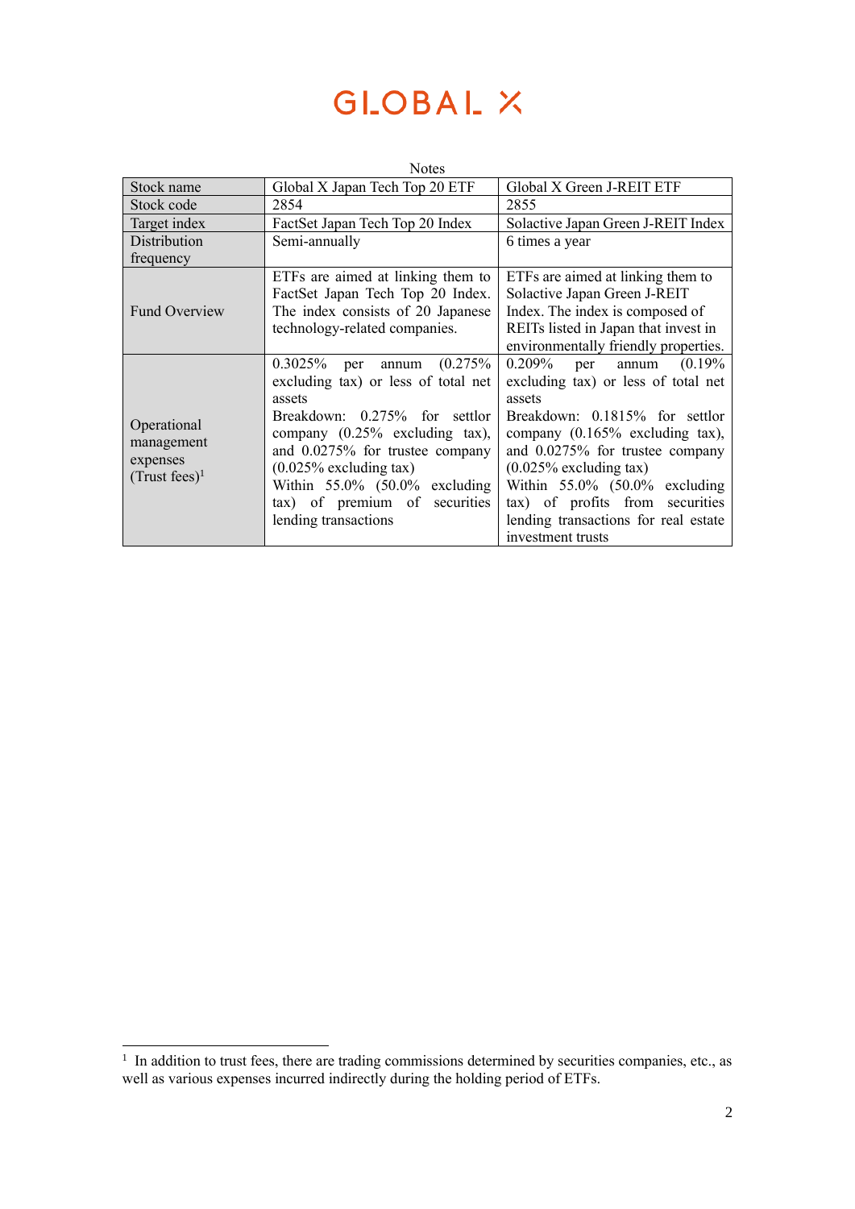Notes

| Stock name | Global X Japan Tech Top 20 ETF | Global X Green J-REIT ETF |
|---|---|---|
| Stock code | 2854 | 2855 |
| Target index | FactSet Japan Tech Top 20 Index | Solactive Japan Green J-REIT Index |
| Distribution frequency | Semi-annually | 6 times a year |
| Fund Overview | ETFs are aimed at linking them to FactSet Japan Tech Top 20 Index. The index consists of 20 Japanese technology-related companies. | ETFs are aimed at linking them to Solactive Japan Green J-REIT Index. The index is composed of REITs listed in Japan that invest in environmentally friendly properties. |
| Operational management expenses (Trust fees)[1] | 0.3025% per annum (0.275% excluding tax) or less of total net assets<br>Breakdown: 0.275% for settlor company (0.25% excluding tax), and 0.0275% for trustee company (0.025% excluding tax)<br>Within 55.0% (50.0% excluding tax) of premium of securities lending transactions | 0.209% per annum (0.19% excluding tax) or less of total net assets<br>Breakdown: 0.1815% for settlor company (0.165% excluding tax), and 0.0275% for trustee company (0.025% excluding tax)<br>Within 55.0% (50.0% excluding tax) of profits from securities lending transactions for real estate investment trusts |

[1] In addition to trust fees, there are trading commissions determined by securities companies, etc., as well as various expenses incurred indirectly during the holding period of ETFs.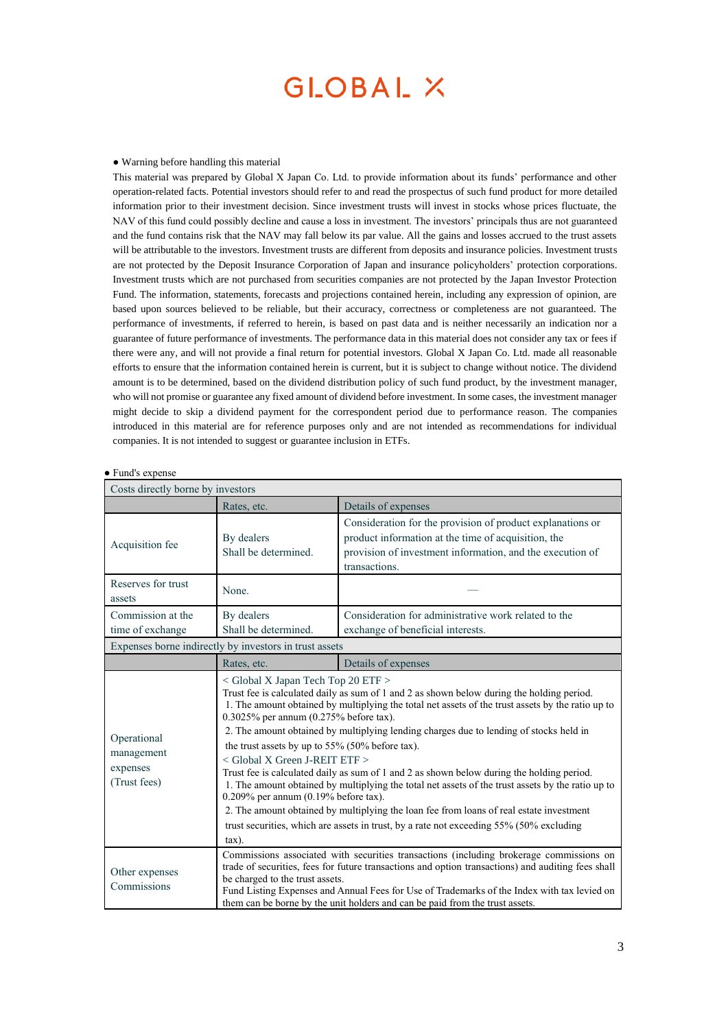# GLOBAL X

● Warning before handling this material

This material was prepared by Global X Japan Co. Ltd. to provide information about its funds' performance and other operation-related facts. Potential investors should refer to and read the prospectus of such fund product for more detailed information prior to their investment decision. Since investment trusts will invest in stocks whose prices fluctuate, the NAV of this fund could possibly decline and cause a loss in investment. The investors' principals thus are not guaranteed and the fund contains risk that the NAV may fall below its par value. All the gains and losses accrued to the trust assets will be attributable to the investors. Investment trusts are different from deposits and insurance policies. Investment trusts are not protected by the Deposit Insurance Corporation of Japan and insurance policyholders' protection corporations. Investment trusts which are not purchased from securities companies are not protected by the Japan Investor Protection Fund. The information, statements, forecasts and projections contained herein, including any expression of opinion, are based upon sources believed to be reliable, but their accuracy, correctness or completeness are not guaranteed. The performance of investments, if referred to herein, is based on past data and is neither necessarily an indication nor a guarantee of future performance of investments. The performance data in this material does not consider any tax or fees if there were any, and will not provide a final return for potential investors. Global X Japan Co. Ltd. made all reasonable efforts to ensure that the information contained herein is current, but it is subject to change without notice. The dividend amount is to be determined, based on the dividend distribution policy of such fund product, by the investment manager, who will not promise or guarantee any fixed amount of dividend before investment. In some cases, the investment manager might decide to skip a dividend payment for the correspondent period due to performance reason. The companies introduced in this material are for reference purposes only and are not intended as recommendations for individual companies. It is not intended to suggest or guarantee inclusion in ETFs.

● Fund's expense

| Costs directly borne by investors | | |
|---|---|---|
| | Rates, etc. | Details of expenses |
| Acquisition fee | By dealers<br>Shall be determined. | Consideration for the provision of product explanations or product information at the time of acquisition, the provision of investment information, and the execution of transactions. |
| Reserves for trust assets | None. | — |
| Commission at the time of exchange | By dealers<br>Shall be determined. | Consideration for administrative work related to the exchange of beneficial interests. |
| **Expenses borne indirectly by investors in trust assets** | | |
| | Rates, etc. | Details of expenses |
| Operational management expenses (Trust fees) | < Global X Japan Tech Top 20 ETF ><br>Trust fee is calculated daily as sum of 1 and 2 as shown below during the holding period.<br>1. The amount obtained by multiplying the total net assets of the trust assets by the ratio up to 0.3025% per annum (0.275% before tax).<br>2. The amount obtained by multiplying lending charges due to lending of stocks held in the trust assets by up to 55% (50% before tax).<br>< Global X Green J-REIT ETF ><br>Trust fee is calculated daily as sum of 1 and 2 as shown below during the holding period.<br>1. The amount obtained by multiplying the total net assets of the trust assets by the ratio up to 0.209% per annum (0.19% before tax).<br>2. The amount obtained by multiplying the loan fee from loans of real estate investment trust securities, which are assets in trust, by a rate not exceeding 55% (50% excluding tax). | |
| Other expenses Commissions | Commissions associated with securities transactions (including brokerage commissions on trade of securities, fees for future transactions and option transactions) and auditing fees shall be charged to the trust assets.<br>Fund Listing Expenses and Annual Fees for Use of Trademarks of the Index with tax levied on them can be borne by the unit holders and can be paid from the trust assets. | |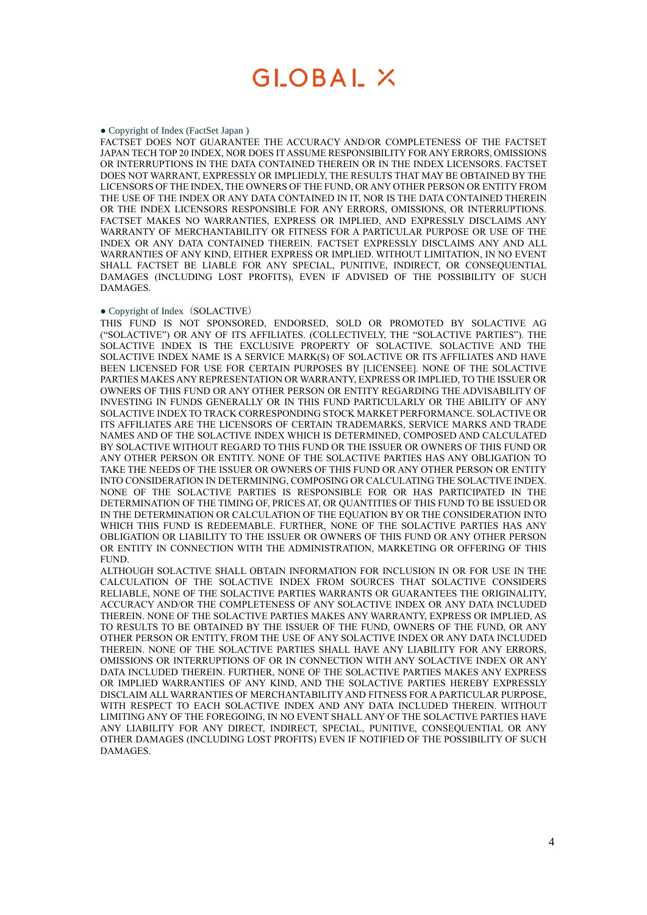● Copyright of Index (FactSet Japan )

FACTSET DOES NOT GUARANTEE THE ACCURACY AND/OR COMPLETENESS OF THE FACTSET JAPAN TECH TOP 20 INDEX, NOR DOES IT ASSUME RESPONSIBILITY FOR ANY ERRORS, OMISSIONS OR INTERRUPTIONS IN THE DATA CONTAINED THEREIN OR IN THE INDEX LICENSORS. FACTSET DOES NOT WARRANT, EXPRESSLY OR IMPLIEDLY, THE RESULTS THAT MAY BE OBTAINED BY THE LICENSORS OF THE INDEX, THE OWNERS OF THE FUND, OR ANY OTHER PERSON OR ENTITY FROM THE USE OF THE INDEX OR ANY DATA CONTAINED IN IT, NOR IS THE DATA CONTAINED THEREIN OR THE INDEX LICENSORS RESPONSIBLE FOR ANY ERRORS, OMISSIONS, OR INTERRUPTIONS. FACTSET MAKES NO WARRANTIES, EXPRESS OR IMPLIED, AND EXPRESSLY DISCLAIMS ANY WARRANTY OF MERCHANTABILITY OR FITNESS FOR A PARTICULAR PURPOSE OR USE OF THE INDEX OR ANY DATA CONTAINED THEREIN. FACTSET EXPRESSLY DISCLAIMS ANY AND ALL WARRANTIES OF ANY KIND, EITHER EXPRESS OR IMPLIED. WITHOUT LIMITATION, IN NO EVENT SHALL FACTSET BE LIABLE FOR ANY SPECIAL, PUNITIVE, INDIRECT, OR CONSEQUENTIAL DAMAGES (INCLUDING LOST PROFITS), EVEN IF ADVISED OF THE POSSIBILITY OF SUCH DAMAGES.

● Copyright of Index（SOLACTIVE）

THIS FUND IS NOT SPONSORED, ENDORSED, SOLD OR PROMOTED BY SOLACTIVE AG ("SOLACTIVE") OR ANY OF ITS AFFILIATES. (COLLECTIVELY, THE "SOLACTIVE PARTIES"). THE SOLACTIVE INDEX IS THE EXCLUSIVE PROPERTY OF SOLACTIVE. SOLACTIVE AND THE SOLACTIVE INDEX NAME IS A SERVICE MARK(S) OF SOLACTIVE OR ITS AFFILIATES AND HAVE BEEN LICENSED FOR USE FOR CERTAIN PURPOSES BY [LICENSEE]. NONE OF THE SOLACTIVE PARTIES MAKES ANY REPRESENTATION OR WARRANTY, EXPRESS OR IMPLIED, TO THE ISSUER OR OWNERS OF THIS FUND OR ANY OTHER PERSON OR ENTITY REGARDING THE ADVISABILITY OF INVESTING IN FUNDS GENERALLY OR IN THIS FUND PARTICULARLY OR THE ABILITY OF ANY SOLACTIVE INDEX TO TRACK CORRESPONDING STOCK MARKET PERFORMANCE. SOLACTIVE OR ITS AFFILIATES ARE THE LICENSORS OF CERTAIN TRADEMARKS, SERVICE MARKS AND TRADE NAMES AND OF THE SOLACTIVE INDEX WHICH IS DETERMINED, COMPOSED AND CALCULATED BY SOLACTIVE WITHOUT REGARD TO THIS FUND OR THE ISSUER OR OWNERS OF THIS FUND OR ANY OTHER PERSON OR ENTITY. NONE OF THE SOLACTIVE PARTIES HAS ANY OBLIGATION TO TAKE THE NEEDS OF THE ISSUER OR OWNERS OF THIS FUND OR ANY OTHER PERSON OR ENTITY INTO CONSIDERATION IN DETERMINING, COMPOSING OR CALCULATING THE SOLACTIVE INDEX. NONE OF THE SOLACTIVE PARTIES IS RESPONSIBLE FOR OR HAS PARTICIPATED IN THE DETERMINATION OF THE TIMING OF, PRICES AT, OR QUANTITIES OF THIS FUND TO BE ISSUED OR IN THE DETERMINATION OR CALCULATION OF THE EQUATION BY OR THE CONSIDERATION INTO WHICH THIS FUND IS REDEEMABLE. FURTHER, NONE OF THE SOLACTIVE PARTIES HAS ANY OBLIGATION OR LIABILITY TO THE ISSUER OR OWNERS OF THIS FUND OR ANY OTHER PERSON OR ENTITY IN CONNECTION WITH THE ADMINISTRATION, MARKETING OR OFFERING OF THIS FUND.

ALTHOUGH SOLACTIVE SHALL OBTAIN INFORMATION FOR INCLUSION IN OR FOR USE IN THE CALCULATION OF THE SOLACTIVE INDEX FROM SOURCES THAT SOLACTIVE CONSIDERS RELIABLE, NONE OF THE SOLACTIVE PARTIES WARRANTS OR GUARANTEES THE ORIGINALITY, ACCURACY AND/OR THE COMPLETENESS OF ANY SOLACTIVE INDEX OR ANY DATA INCLUDED THEREIN. NONE OF THE SOLACTIVE PARTIES MAKES ANY WARRANTY, EXPRESS OR IMPLIED, AS TO RESULTS TO BE OBTAINED BY THE ISSUER OF THE FUND, OWNERS OF THE FUND, OR ANY OTHER PERSON OR ENTITY, FROM THE USE OF ANY SOLACTIVE INDEX OR ANY DATA INCLUDED THEREIN. NONE OF THE SOLACTIVE PARTIES SHALL HAVE ANY LIABILITY FOR ANY ERRORS, OMISSIONS OR INTERRUPTIONS OF OR IN CONNECTION WITH ANY SOLACTIVE INDEX OR ANY DATA INCLUDED THEREIN. FURTHER, NONE OF THE SOLACTIVE PARTIES MAKES ANY EXPRESS OR IMPLIED WARRANTIES OF ANY KIND, AND THE SOLACTIVE PARTIES HEREBY EXPRESSLY DISCLAIM ALL WARRANTIES OF MERCHANTABILITY AND FITNESS FOR A PARTICULAR PURPOSE, WITH RESPECT TO EACH SOLACTIVE INDEX AND ANY DATA INCLUDED THEREIN. WITHOUT LIMITING ANY OF THE FOREGOING, IN NO EVENT SHALL ANY OF THE SOLACTIVE PARTIES HAVE ANY LIABILITY FOR ANY DIRECT, INDIRECT, SPECIAL, PUNITIVE, CONSEQUENTIAL OR ANY OTHER DAMAGES (INCLUDING LOST PROFITS) EVEN IF NOTIFIED OF THE POSSIBILITY OF SUCH DAMAGES.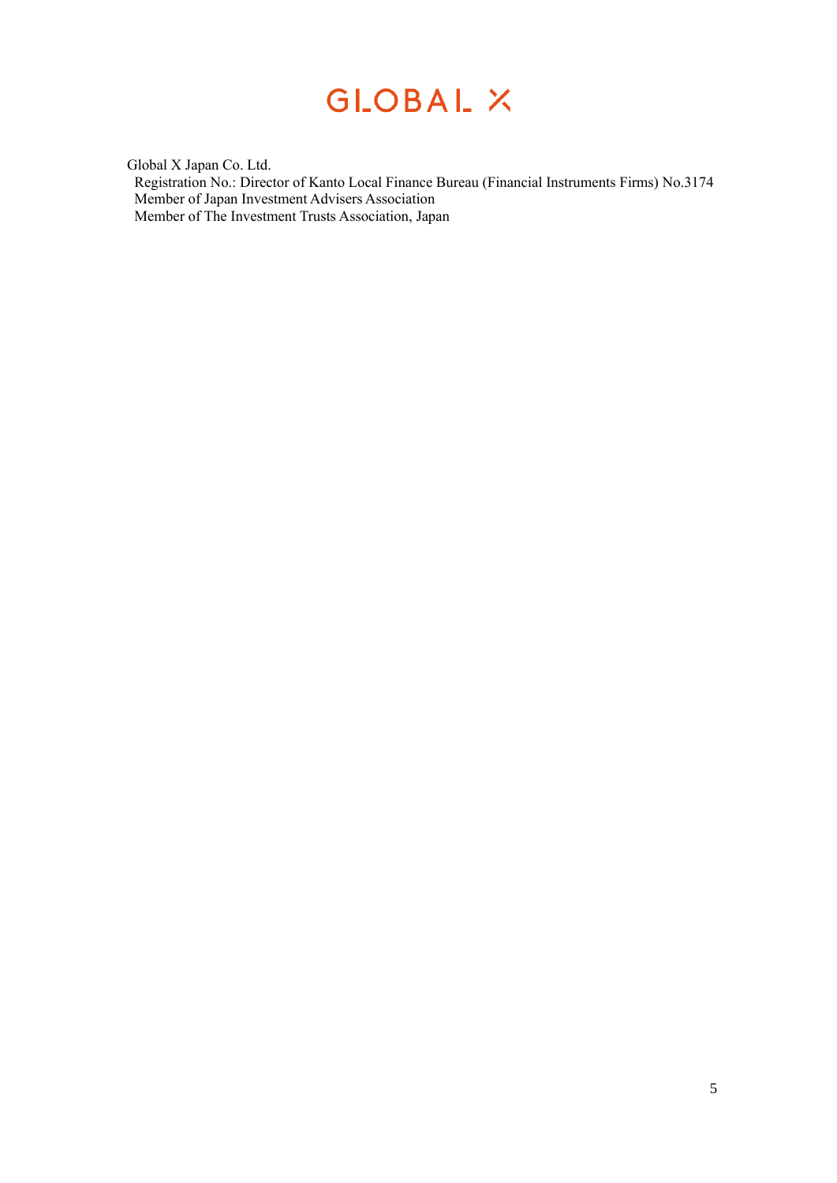GLOBAL X

Global X Japan Co. Ltd.

Registration No.: Director of Kanto Local Finance Bureau (Financial Instruments Firms) No.3174
Member of Japan Investment Advisers Association
Member of The Investment Trusts Association, Japan